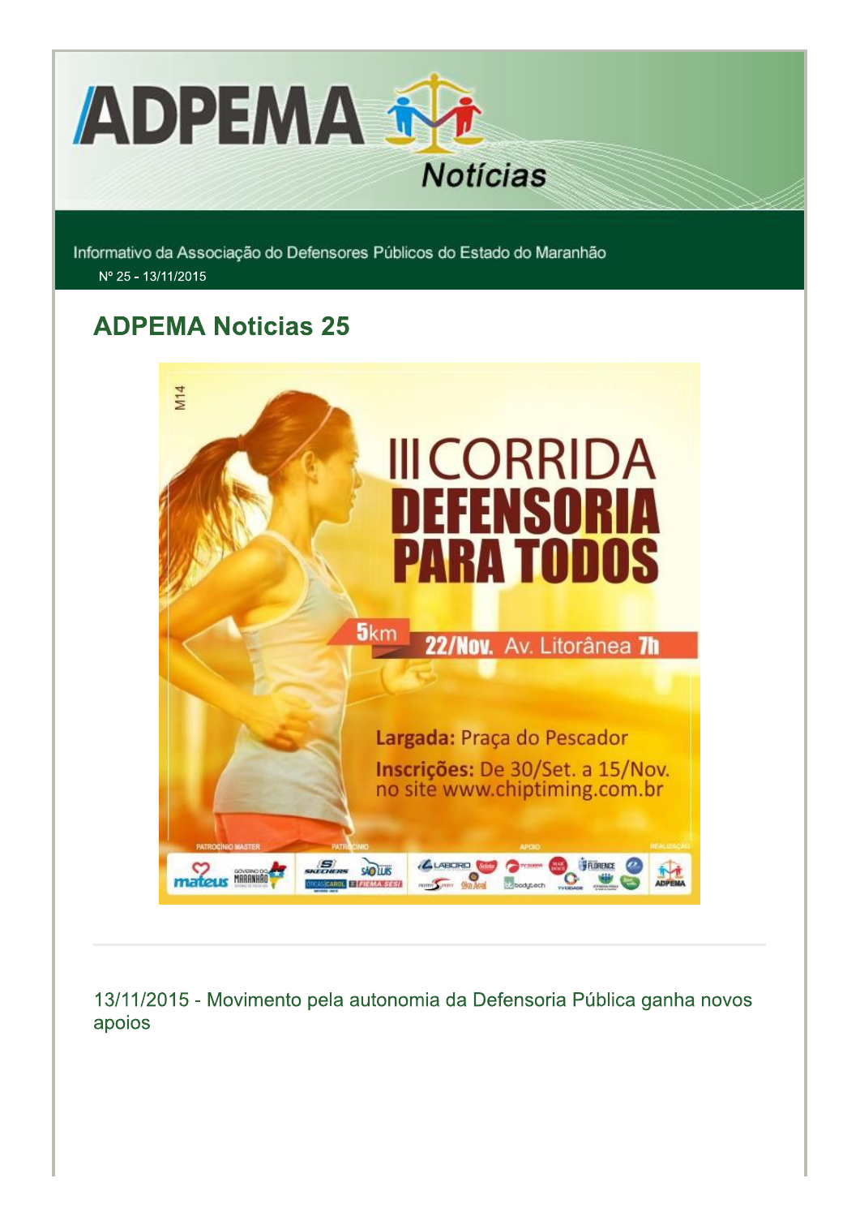ADPEMA Notícias

Informativo da Associação do Defensores Públicos do Estado do Maranhão

Nº 25 - 13/11/2015

## ADPEMA Noticias 25

III CORRIDA DEFENSORIA PARA TODOS

5km 22/Nov. Av. Litorânea 7h

**Largada:** Praça do Pescador

**Inscrições:** De 30/Set. a 15/Nov. no site www.chiptiming.com.br

---

13/11/2015 - Movimento pela autonomia da Defensoria Pública ganha novos apoios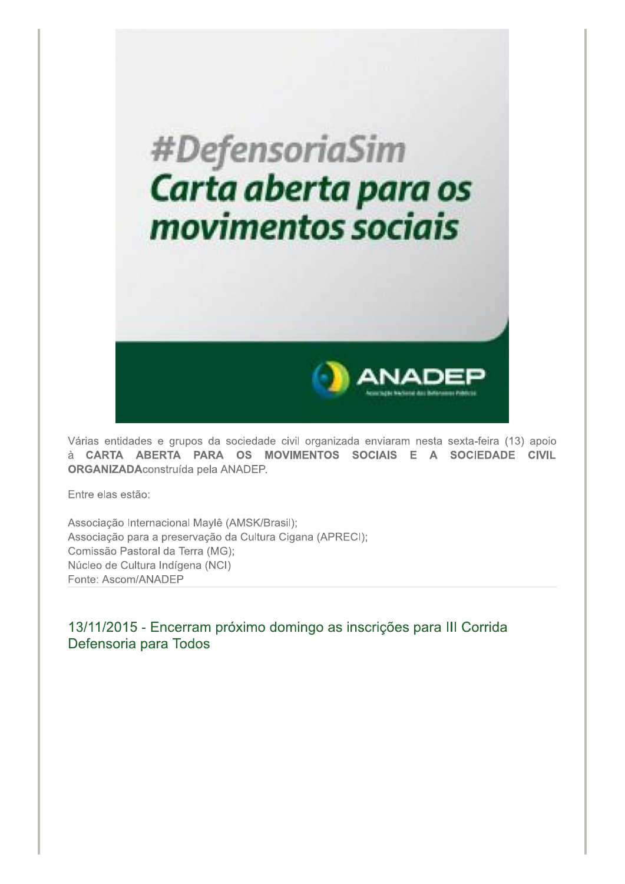#DefensoriaSim
Carta aberta para os movimentos sociais

ANADEP

Várias entidades e grupos da sociedade civil organizada enviaram nesta sexta-feira (13) apoio à **CARTA ABERTA PARA OS MOVIMENTOS SOCIAIS E A SOCIEDADE CIVIL ORGANIZADA**construída pela ANADEP.

Entre elas estão:

Associação Internacional Maylê (AMSK/Brasil);
Associação para a preservação da Cultura Cigana (APRECI);
Comissão Pastoral da Terra (MG);
Núcleo de Cultura Indígena (NCI)
Fonte: Ascom/ANADEP

## 13/11/2015 - Encerram próximo domingo as inscrições para III Corrida Defensoria para Todos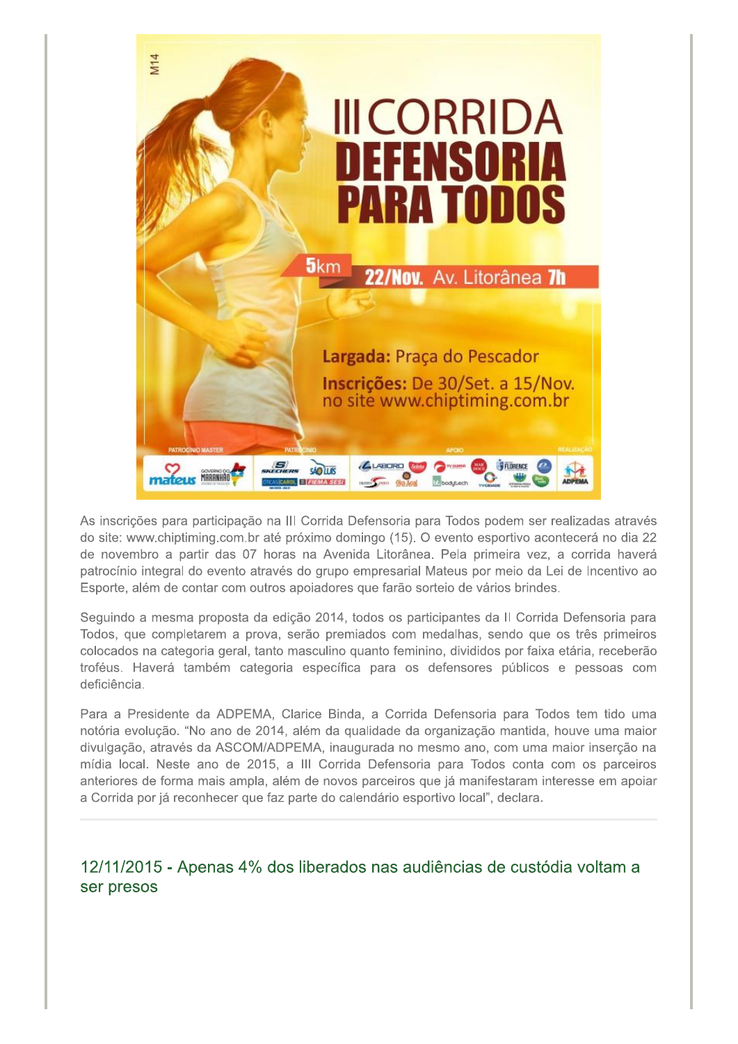# III CORRIDA DEFENSORIA PARA TODOS

5km 22/Nov. Av. Litorânea 7h

**Largada:** Praça do Pescador

**Inscrições:** De 30/Set. a 15/Nov. no site www.chiptiming.com.br

As inscrições para participação na III Corrida Defensoria para Todos podem ser realizadas através do site: www.chiptiming.com.br até próximo domingo (15). O evento esportivo acontecerá no dia 22 de novembro a partir das 07 horas na Avenida Litorânea. Pela primeira vez, a corrida haverá patrocínio integral do evento através do grupo empresarial Mateus por meio da Lei de Incentivo ao Esporte, além de contar com outros apoiadores que farão sorteio de vários brindes.

Seguindo a mesma proposta da edição 2014, todos os participantes da II Corrida Defensoria para Todos, que completarem a prova, serão premiados com medalhas, sendo que os três primeiros colocados na categoria geral, tanto masculino quanto feminino, divididos por faixa etária, receberão troféus. Haverá também categoria específica para os defensores públicos e pessoas com deficiência.

Para a Presidente da ADPEMA, Clarice Binda, a Corrida Defensoria para Todos tem tido uma notória evolução. "No ano de 2014, além da qualidade da organização mantida, houve uma maior divulgação, através da ASCOM/ADPEMA, inaugurada no mesmo ano, com uma maior inserção na mídia local. Neste ano de 2015, a III Corrida Defensoria para Todos conta com os parceiros anteriores de forma mais ampla, além de novos parceiros que já manifestaram interesse em apoiar a Corrida por já reconhecer que faz parte do calendário esportivo local", declara.

---

## 12/11/2015 - Apenas 4% dos liberados nas audiências de custódia voltam a ser presos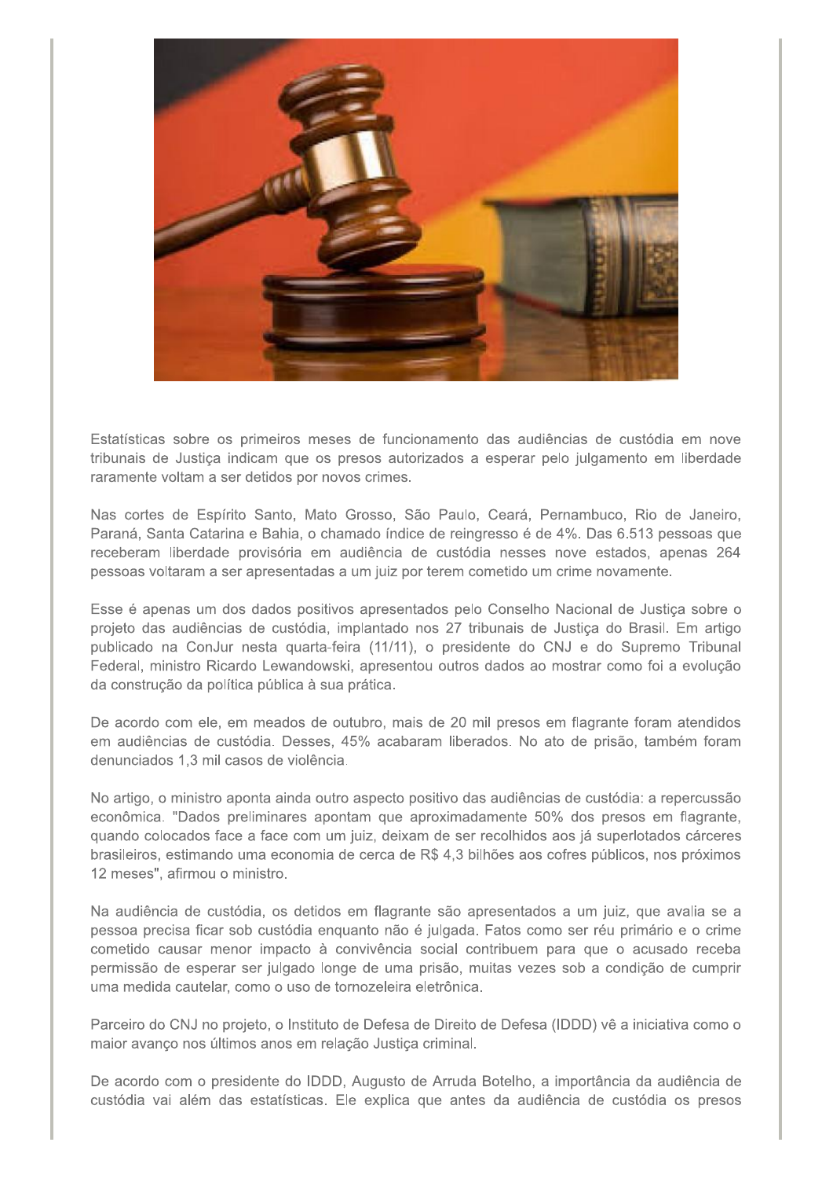Estatísticas sobre os primeiros meses de funcionamento das audiências de custódia em nove tribunais de Justiça indicam que os presos autorizados a esperar pelo julgamento em liberdade raramente voltam a ser detidos por novos crimes.

Nas cortes de Espírito Santo, Mato Grosso, São Paulo, Ceará, Pernambuco, Rio de Janeiro, Paraná, Santa Catarina e Bahia, o chamado índice de reingresso é de 4%. Das 6.513 pessoas que receberam liberdade provisória em audiência de custódia nesses nove estados, apenas 264 pessoas voltaram a ser apresentadas a um juiz por terem cometido um crime novamente.

Esse é apenas um dos dados positivos apresentados pelo Conselho Nacional de Justiça sobre o projeto das audiências de custódia, implantado nos 27 tribunais de Justiça do Brasil. Em artigo publicado na ConJur nesta quarta-feira (11/11), o presidente do CNJ e do Supremo Tribunal Federal, ministro Ricardo Lewandowski, apresentou outros dados ao mostrar como foi a evolução da construção da política pública à sua prática.

De acordo com ele, em meados de outubro, mais de 20 mil presos em flagrante foram atendidos em audiências de custódia. Desses, 45% acabaram liberados. No ato de prisão, também foram denunciados 1,3 mil casos de violência.

No artigo, o ministro aponta ainda outro aspecto positivo das audiências de custódia: a repercussão econômica. "Dados preliminares apontam que aproximadamente 50% dos presos em flagrante, quando colocados face a face com um juiz, deixam de ser recolhidos aos já superlotados cárceres brasileiros, estimando uma economia de cerca de R$ 4,3 bilhões aos cofres públicos, nos próximos 12 meses", afirmou o ministro.

Na audiência de custódia, os detidos em flagrante são apresentados a um juiz, que avalia se a pessoa precisa ficar sob custódia enquanto não é julgada. Fatos como ser réu primário e o crime cometido causar menor impacto à convivência social contribuem para que o acusado receba permissão de esperar ser julgado longe de uma prisão, muitas vezes sob a condição de cumprir uma medida cautelar, como o uso de tornozeleira eletrônica.

Parceiro do CNJ no projeto, o Instituto de Defesa de Direito de Defesa (IDDD) vê a iniciativa como o maior avanço nos últimos anos em relação Justiça criminal.

De acordo com o presidente do IDDD, Augusto de Arruda Botelho, a importância da audiência de custódia vai além das estatísticas. Ele explica que antes da audiência de custódia os presos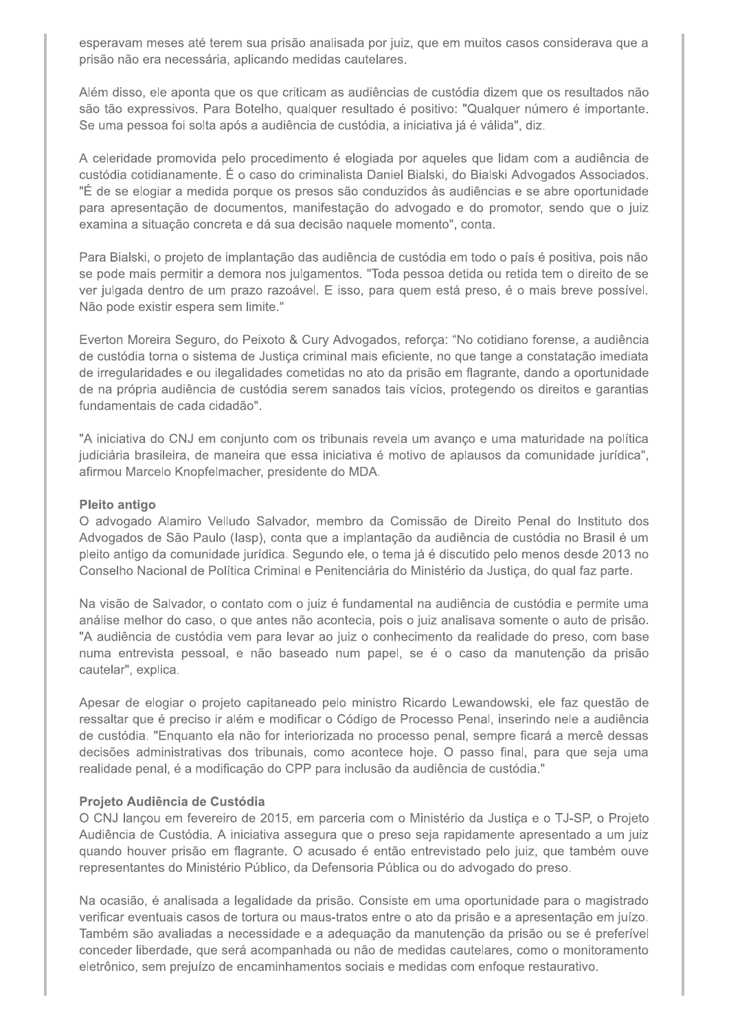esperavam meses até terem sua prisão analisada por juiz, que em muitos casos considerava que a prisão não era necessária, aplicando medidas cautelares.

Além disso, ele aponta que os que criticam as audiências de custódia dizem que os resultados não são tão expressivos. Para Botelho, qualquer resultado é positivo: "Qualquer número é importante. Se uma pessoa foi solta após a audiência de custódia, a iniciativa já é válida", diz.

A celeridade promovida pelo procedimento é elogiada por aqueles que lidam com a audiência de custódia cotidianamente. É o caso do criminalista Daniel Bialski, do Bialski Advogados Associados. "É de se elogiar a medida porque os presos são conduzidos às audiências e se abre oportunidade para apresentação de documentos, manifestação do advogado e do promotor, sendo que o juiz examina a situação concreta e dá sua decisão naquele momento", conta.

Para Bialski, o projeto de implantação das audiência de custódia em todo o país é positiva, pois não se pode mais permitir a demora nos julgamentos. "Toda pessoa detida ou retida tem o direito de se ver julgada dentro de um prazo razoável. E isso, para quem está preso, é o mais breve possível. Não pode existir espera sem limite."

Everton Moreira Seguro, do Peixoto & Cury Advogados, reforça: "No cotidiano forense, a audiência de custódia torna o sistema de Justiça criminal mais eficiente, no que tange a constatação imediata de irregularidades e ou ilegalidades cometidas no ato da prisão em flagrante, dando a oportunidade de na própria audiência de custódia serem sanados tais vícios, protegendo os direitos e garantias fundamentais de cada cidadão".

"A iniciativa do CNJ em conjunto com os tribunais revela um avanço e uma maturidade na política judiciária brasileira, de maneira que essa iniciativa é motivo de aplausos da comunidade jurídica", afirmou Marcelo Knopfelmacher, presidente do MDA.

**Pleito antigo**

O advogado Alamiro Velludo Salvador, membro da Comissão de Direito Penal do Instituto dos Advogados de São Paulo (Iasp), conta que a implantação da audiência de custódia no Brasil é um pleito antigo da comunidade jurídica. Segundo ele, o tema já é discutido pelo menos desde 2013 no Conselho Nacional de Política Criminal e Penitenciária do Ministério da Justiça, do qual faz parte.

Na visão de Salvador, o contato com o juiz é fundamental na audiência de custódia e permite uma análise melhor do caso, o que antes não acontecia, pois o juiz analisava somente o auto de prisão. "A audiência de custódia vem para levar ao juiz o conhecimento da realidade do preso, com base numa entrevista pessoal, e não baseado num papel, se é o caso da manutenção da prisão cautelar", explica.

Apesar de elogiar o projeto capitaneado pelo ministro Ricardo Lewandowski, ele faz questão de ressaltar que é preciso ir além e modificar o Código de Processo Penal, inserindo nele a audiência de custódia. "Enquanto ela não for interiorizada no processo penal, sempre ficará a mercê dessas decisões administrativas dos tribunais, como acontece hoje. O passo final, para que seja uma realidade penal, é a modificação do CPP para inclusão da audiência de custódia."

**Projeto Audiência de Custódia**

O CNJ lançou em fevereiro de 2015, em parceria com o Ministério da Justiça e o TJ-SP, o Projeto Audiência de Custódia. A iniciativa assegura que o preso seja rapidamente apresentado a um juiz quando houver prisão em flagrante. O acusado é então entrevistado pelo juiz, que também ouve representantes do Ministério Público, da Defensoria Pública ou do advogado do preso.

Na ocasião, é analisada a legalidade da prisão. Consiste em uma oportunidade para o magistrado verificar eventuais casos de tortura ou maus-tratos entre o ato da prisão e a apresentação em juízo. Também são avaliadas a necessidade e a adequação da manutenção da prisão ou se é preferível conceder liberdade, que será acompanhada ou não de medidas cautelares, como o monitoramento eletrônico, sem prejuízo de encaminhamentos sociais e medidas com enfoque restaurativo.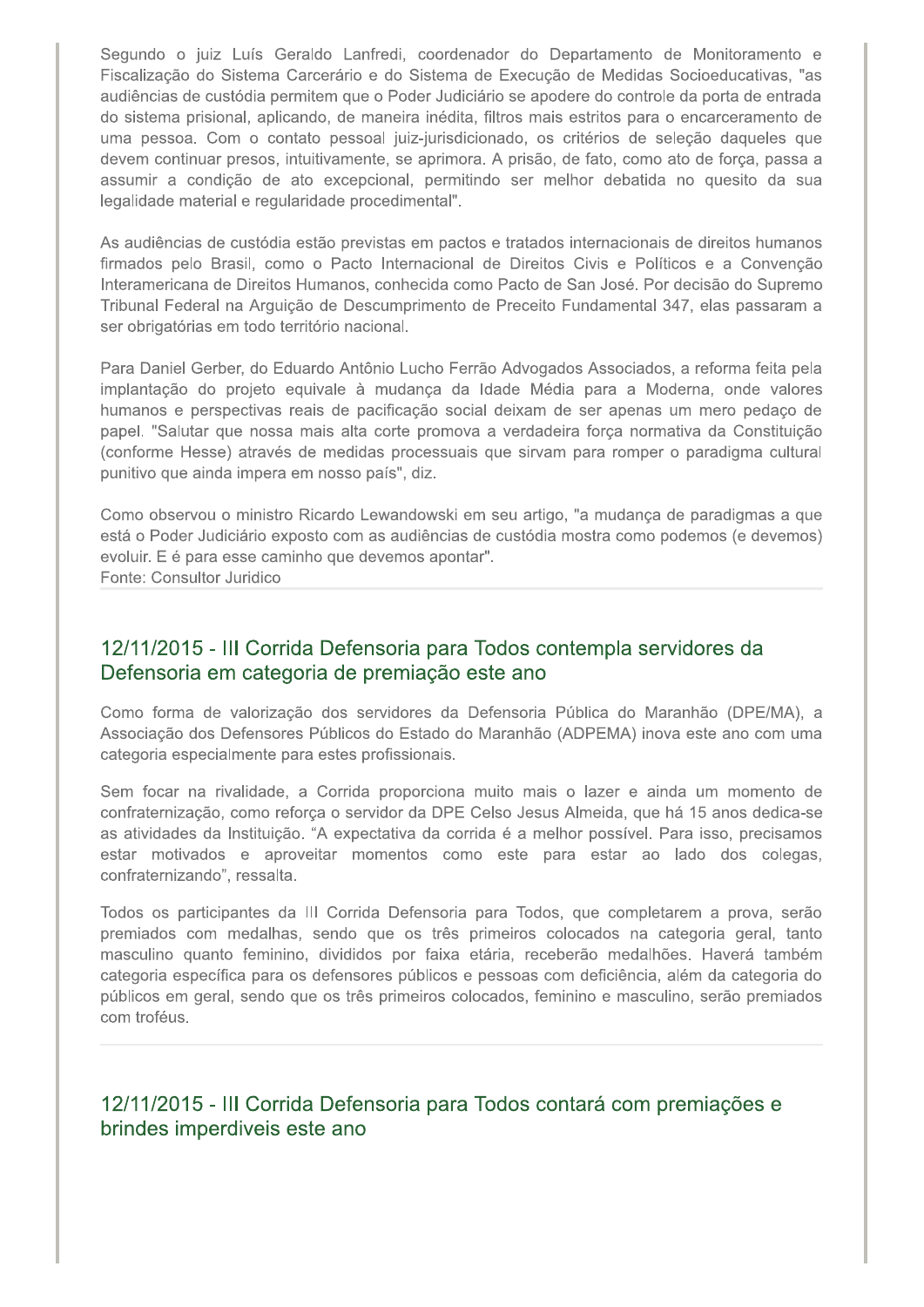Segundo o juiz Luís Geraldo Lanfredi, coordenador do Departamento de Monitoramento e Fiscalização do Sistema Carcerário e do Sistema de Execução de Medidas Socioeducativas, "as audiências de custódia permitem que o Poder Judiciário se apodere do controle da porta de entrada do sistema prisional, aplicando, de maneira inédita, filtros mais estritos para o encarceramento de uma pessoa. Com o contato pessoal juiz-jurisdicionado, os critérios de seleção daqueles que devem continuar presos, intuitivamente, se aprimora. A prisão, de fato, como ato de força, passa a assumir a condição de ato excepcional, permitindo ser melhor debatida no quesito da sua legalidade material e regularidade procedimental".

As audiências de custódia estão previstas em pactos e tratados internacionais de direitos humanos firmados pelo Brasil, como o Pacto Internacional de Direitos Civis e Políticos e a Convenção Interamericana de Direitos Humanos, conhecida como Pacto de San José. Por decisão do Supremo Tribunal Federal na Arguição de Descumprimento de Preceito Fundamental 347, elas passaram a ser obrigatórias em todo território nacional.

Para Daniel Gerber, do Eduardo Antônio Lucho Ferrão Advogados Associados, a reforma feita pela implantação do projeto equivale à mudança da Idade Média para a Moderna, onde valores humanos e perspectivas reais de pacificação social deixam de ser apenas um mero pedaço de papel. "Salutar que nossa mais alta corte promova a verdadeira força normativa da Constituição (conforme Hesse) através de medidas processuais que sirvam para romper o paradigma cultural punitivo que ainda impera em nosso país", diz.

Como observou o ministro Ricardo Lewandowski em seu artigo, "a mudança de paradigmas a que está o Poder Judiciário exposto com as audiências de custódia mostra como podemos (e devemos) evoluir. E é para esse caminho que devemos apontar".
Fonte: Consultor Juridico

## 12/11/2015 - III Corrida Defensoria para Todos contempla servidores da Defensoria em categoria de premiação este ano

Como forma de valorização dos servidores da Defensoria Pública do Maranhão (DPE/MA), a Associação dos Defensores Públicos do Estado do Maranhão (ADPEMA) inova este ano com uma categoria especialmente para estes profissionais.

Sem focar na rivalidade, a Corrida proporciona muito mais o lazer e ainda um momento de confraternização, como reforça o servidor da DPE Celso Jesus Almeida, que há 15 anos dedica-se as atividades da Instituição. “A expectativa da corrida é a melhor possível. Para isso, precisamos estar motivados e aproveitar momentos como este para estar ao lado dos colegas, confraternizando”, ressalta.

Todos os participantes da III Corrida Defensoria para Todos, que completarem a prova, serão premiados com medalhas, sendo que os três primeiros colocados na categoria geral, tanto masculino quanto feminino, divididos por faixa etária, receberão medalhões. Haverá também categoria específica para os defensores públicos e pessoas com deficiência, além da categoria do públicos em geral, sendo que os três primeiros colocados, feminino e masculino, serão premiados com troféus.

## 12/11/2015 - III Corrida Defensoria para Todos contará com premiações e brindes imperdiveis este ano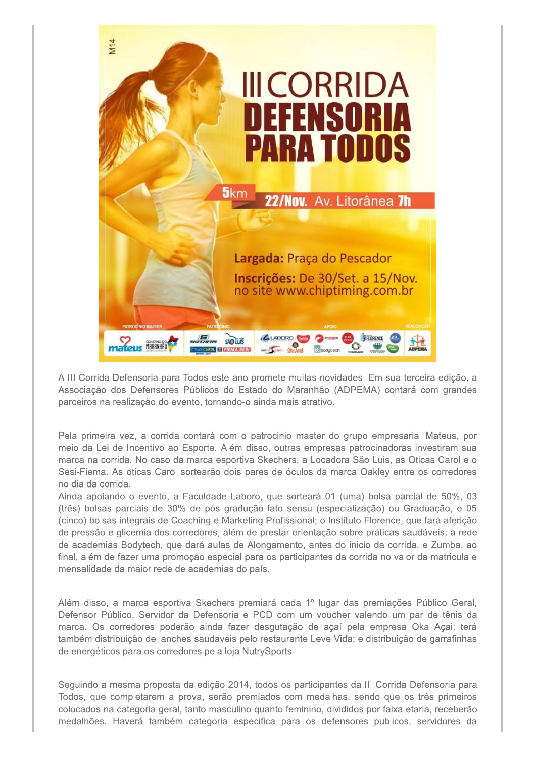A III Corrida Defensoria para Todos este ano promete muitas novidades. Em sua terceira edição, a Associação dos Defensores Públicos do Estado do Maranhão (ADPEMA) contará com grandes parceiros na realização do evento, tornando-o ainda mais atrativo.

Pela primeira vez, a corrida contará com o patrocinio master do grupo empresarial Mateus, por meio da Lei de Incentivo ao Esporte. Além disso, outras empresas patrocinadoras investiram sua marca na corrida. No caso da marca esportiva Skechers, a Locadora São Luis, as Oticas Carol e o Sesi-Fiema. As oticas Carol sortearão dois pares de óculos da marca Oakley entre os corredores no dia da corrida.

Ainda apoiando o evento, a Faculdade Laboro, que sorteará 01 (uma) bolsa parcial de 50%, 03 (três) bolsas parciais de 30% de pós gradução lato sensu (especialização) ou Graduação, e 05 (cinco) bolsas integrais de Coaching e Marketing Profissional; o Instituto Florence, que fará aferição de pressão e glicemia dos corredores, além de prestar orientação sobre práticas saudáveis; a rede de academias Bodytech, que dará aulas de Alongamento, antes do inicio da corrida, e Zumba, ao final, além de fazer uma promoção especial para os participantes da corrida no valor da matricula e mensalidade da maior rede de academias do país.

Além disso, a marca esportiva Skechers premiará cada 1º lugar das premiações Público Geral, Defensor Público, Servidor da Defensoria e PCD com um voucher valendo um par de tênis da marca. Os corredores poderão ainda fazer desgutação de açaí pela empresa Oka Açai; terá também distribuição de lanches saudaveis pelo restaurante Leve Vida; e distribuição de garrafinhas de energéticos para os corredores pela loja NutrySports.

Seguindo a mesma proposta da edição 2014, todos os participantes da III Corrida Defensoria para Todos, que completarem a prova, serão premiados com medalhas, sendo que os três primeiros colocados na categoria geral, tanto masculino quanto feminino, divididos por faixa etaria, receberão medalhões. Haverá também categoria especifica para os defensores publicos, servidores da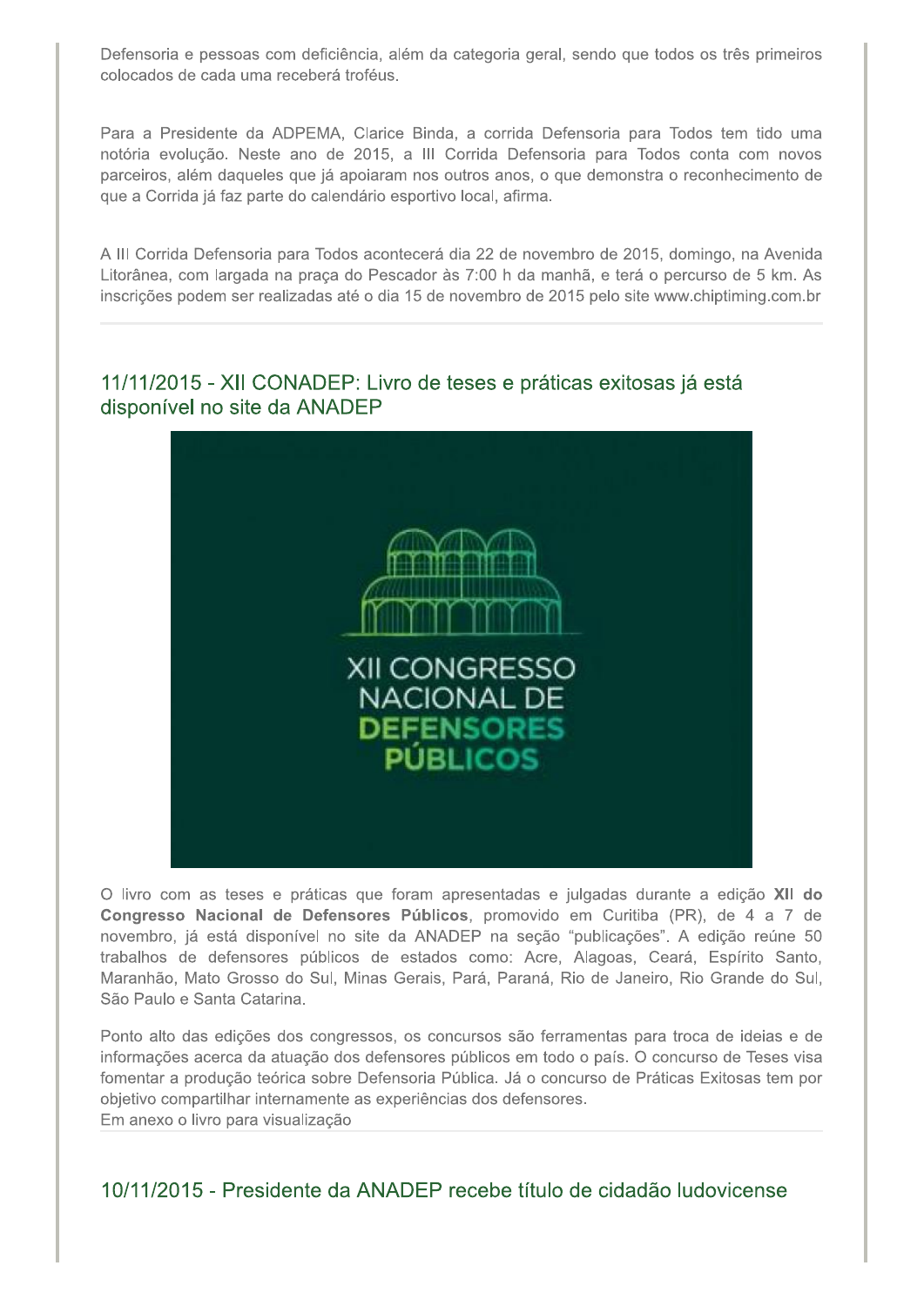Defensoria e pessoas com deficiência, além da categoria geral, sendo que todos os três primeiros colocados de cada uma receberá troféus.

Para a Presidente da ADPEMA, Clarice Binda, a corrida Defensoria para Todos tem tido uma notória evolução. Neste ano de 2015, a III Corrida Defensoria para Todos conta com novos parceiros, além daqueles que já apoiaram nos outros anos, o que demonstra o reconhecimento de que a Corrida já faz parte do calendário esportivo local, afirma.

A III Corrida Defensoria para Todos acontecerá dia 22 de novembro de 2015, domingo, na Avenida Litorânea, com largada na praça do Pescador às 7:00 h da manhã, e terá o percurso de 5 km. As inscrições podem ser realizadas até o dia 15 de novembro de 2015 pelo site www.chiptiming.com.br

---

## 11/11/2015 - XII CONADEP: Livro de teses e práticas exitosas já está disponível no site da ANADEP

XII CONGRESSO NACIONAL DE DEFENSORES PÚBLICOS

O livro com as teses e práticas que foram apresentadas e julgadas durante a edição **XII do Congresso Nacional de Defensores Públicos**, promovido em Curitiba (PR), de 4 a 7 de novembro, já está disponível no site da ANADEP na seção "publicações". A edição reúne 50 trabalhos de defensores públicos de estados como: Acre, Alagoas, Ceará, Espírito Santo, Maranhão, Mato Grosso do Sul, Minas Gerais, Pará, Paraná, Rio de Janeiro, Rio Grande do Sul, São Paulo e Santa Catarina.

Ponto alto das edições dos congressos, os concursos são ferramentas para troca de ideias e de informações acerca da atuação dos defensores públicos em todo o país. O concurso de Teses visa fomentar a produção teórica sobre Defensoria Pública. Já o concurso de Práticas Exitosas tem por objetivo compartilhar internamente as experiências dos defensores.
Em anexo o livro para visualização

---

## 10/11/2015 - Presidente da ANADEP recebe título de cidadão ludovicense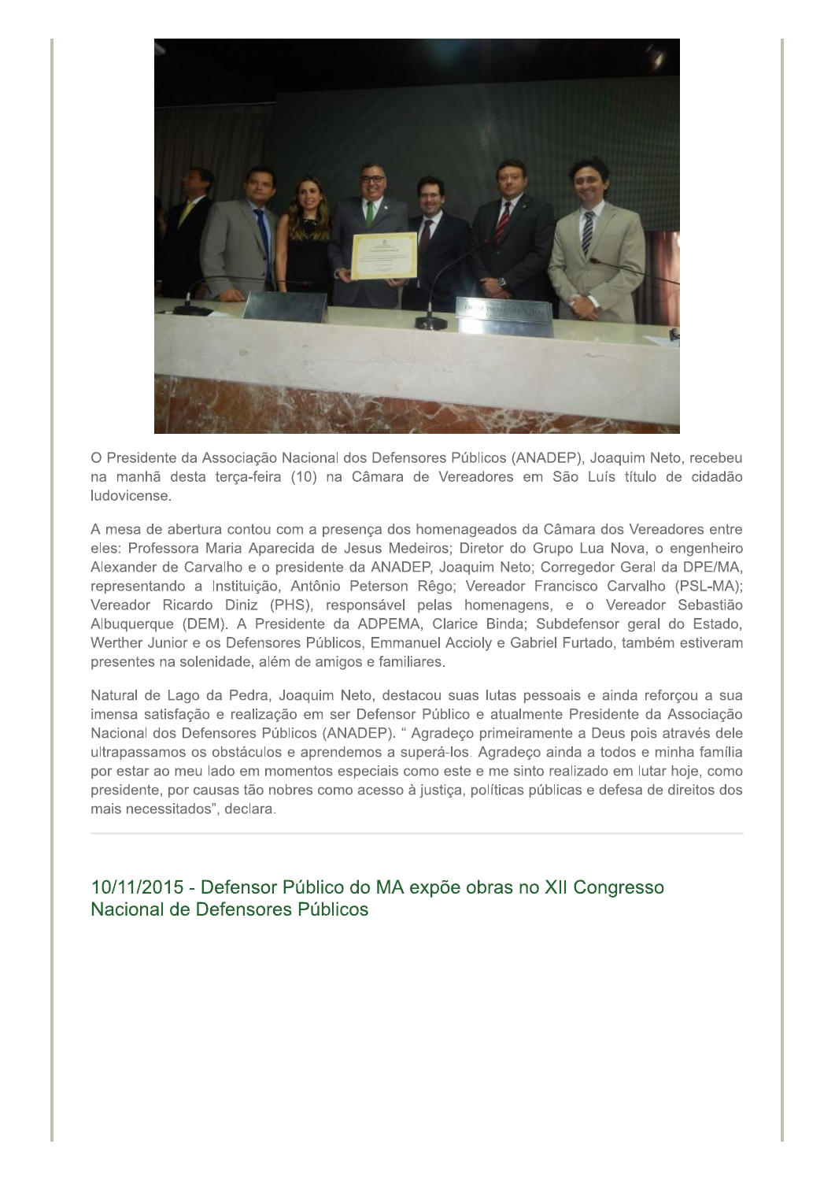O Presidente da Associação Nacional dos Defensores Públicos (ANADEP), Joaquim Neto, recebeu na manhã desta terça-feira (10) na Câmara de Vereadores em São Luís título de cidadão ludovicense.

A mesa de abertura contou com a presença dos homenageados da Câmara dos Vereadores entre eles: Professora Maria Aparecida de Jesus Medeiros; Diretor do Grupo Lua Nova, o engenheiro Alexander de Carvalho e o presidente da ANADEP, Joaquim Neto; Corregedor Geral da DPE/MA, representando a Instituição, Antônio Peterson Rêgo; Vereador Francisco Carvalho (PSL-MA); Vereador Ricardo Diniz (PHS), responsável pelas homenagens, e o Vereador Sebastião Albuquerque (DEM). A Presidente da ADPEMA, Clarice Binda; Subdefensor geral do Estado, Werther Junior e os Defensores Públicos, Emmanuel Accioly e Gabriel Furtado, também estiveram presentes na solenidade, além de amigos e familiares.

Natural de Lago da Pedra, Joaquim Neto, destacou suas lutas pessoais e ainda reforçou a sua imensa satisfação e realização em ser Defensor Público e atualmente Presidente da Associação Nacional dos Defensores Públicos (ANADEP). " Agradeço primeiramente a Deus pois através dele ultrapassamos os obstáculos e aprendemos a superá-los. Agradeço ainda a todos e minha família por estar ao meu lado em momentos especiais como este e me sinto realizado em lutar hoje, como presidente, por causas tão nobres como acesso à justiça, políticas públicas e defesa de direitos dos mais necessitados", declara.

---

## 10/11/2015 - Defensor Público do MA expõe obras no XII Congresso Nacional de Defensores Públicos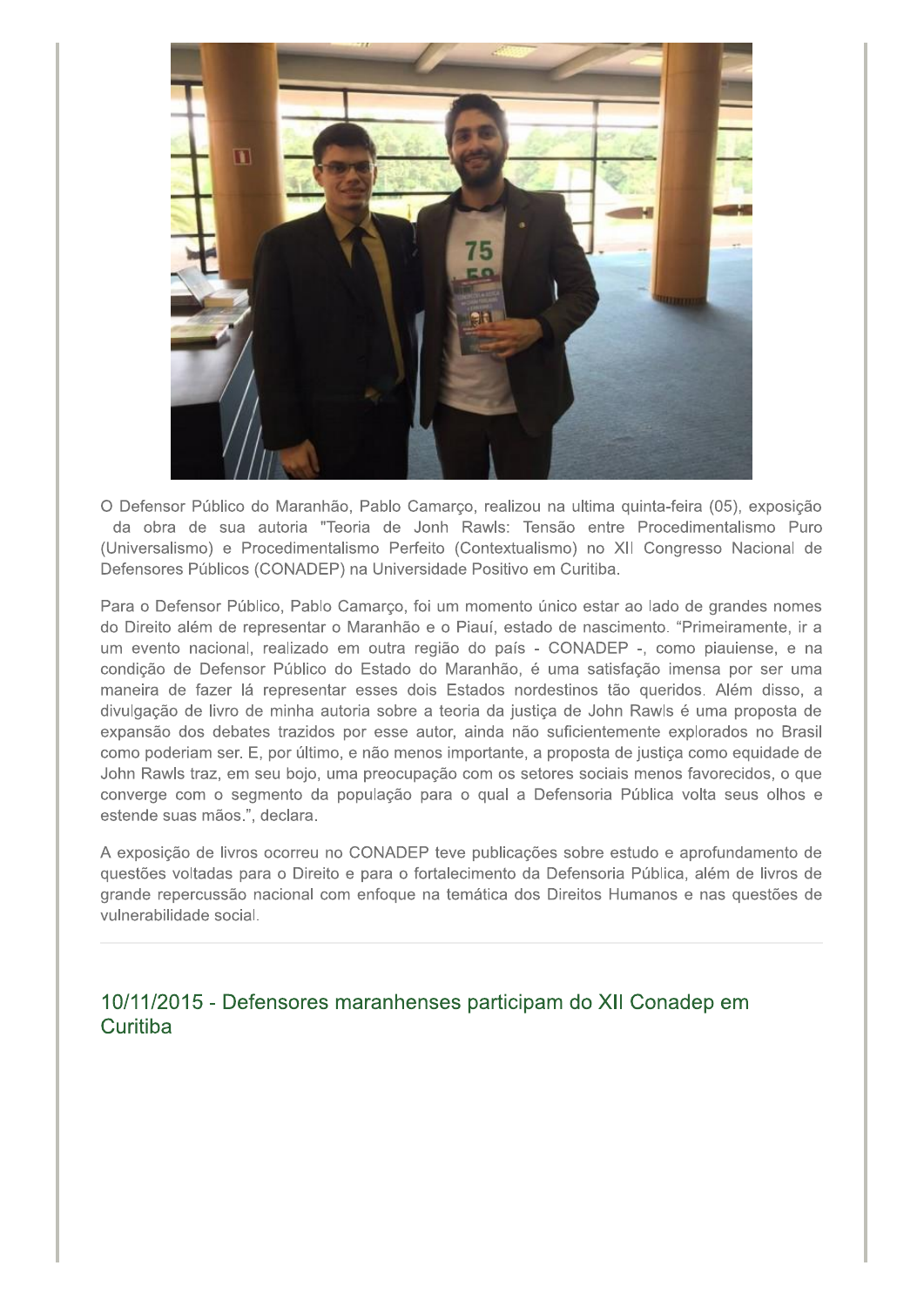O Defensor Público do Maranhão, Pablo Camarço, realizou na ultima quinta-feira (05), exposição da obra de sua autoria "Teoria de Jonh Rawls: Tensão entre Procedimentalismo Puro (Universalismo) e Procedimentalismo Perfeito (Contextualismo) no XII Congresso Nacional de Defensores Públicos (CONADEP) na Universidade Positivo em Curitiba.

Para o Defensor Público, Pablo Camarço, foi um momento único estar ao lado de grandes nomes do Direito além de representar o Maranhão e o Piauí, estado de nascimento. "Primeiramente, ir a um evento nacional, realizado em outra região do país - CONADEP -, como piauiense, e na condição de Defensor Público do Estado do Maranhão, é uma satisfação imensa por ser uma maneira de fazer lá representar esses dois Estados nordestinos tão queridos. Além disso, a divulgação de livro de minha autoria sobre a teoria da justiça de John Rawls é uma proposta de expansão dos debates trazidos por esse autor, ainda não suficientemente explorados no Brasil como poderiam ser. E, por último, e não menos importante, a proposta de justiça como equidade de John Rawls traz, em seu bojo, uma preocupação com os setores sociais menos favorecidos, o que converge com o segmento da população para o qual a Defensoria Pública volta seus olhos e estende suas mãos.", declara.

A exposição de livros ocorreu no CONADEP teve publicações sobre estudo e aprofundamento de questões voltadas para o Direito e para o fortalecimento da Defensoria Pública, além de livros de grande repercussão nacional com enfoque na temática dos Direitos Humanos e nas questões de vulnerabilidade social.

---

## 10/11/2015 - Defensores maranhenses participam do XII Conadep em Curitiba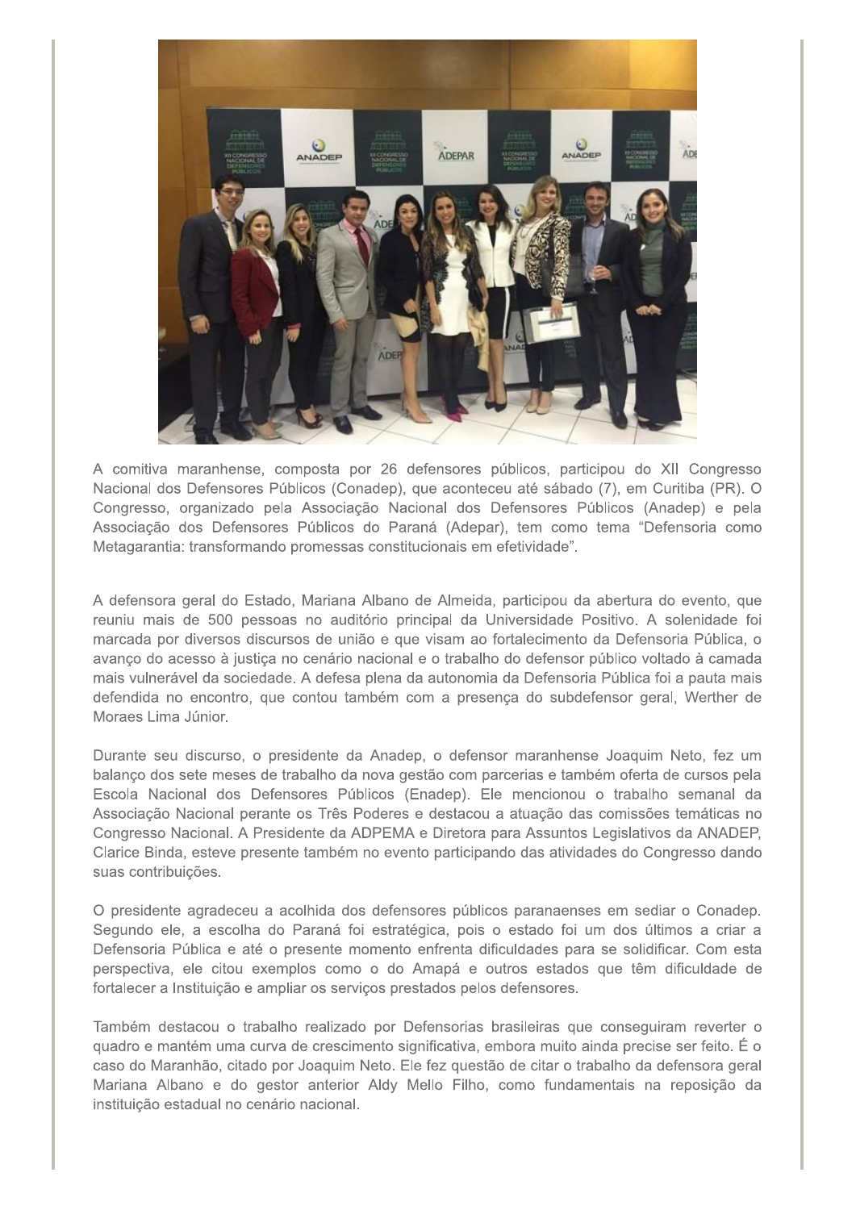A comitiva maranhense, composta por 26 defensores públicos, participou do XII Congresso Nacional dos Defensores Públicos (Conadep), que aconteceu até sábado (7), em Curitiba (PR). O Congresso, organizado pela Associação Nacional dos Defensores Públicos (Anadep) e pela Associação dos Defensores Públicos do Paraná (Adepar), tem como tema "Defensoria como Metagarantia: transformando promessas constitucionais em efetividade".

A defensora geral do Estado, Mariana Albano de Almeida, participou da abertura do evento, que reuniu mais de 500 pessoas no auditório principal da Universidade Positivo. A solenidade foi marcada por diversos discursos de união e que visam ao fortalecimento da Defensoria Pública, o avanço do acesso à justiça no cenário nacional e o trabalho do defensor público voltado à camada mais vulnerável da sociedade. A defesa plena da autonomia da Defensoria Pública foi a pauta mais defendida no encontro, que contou também com a presença do subdefensor geral, Werther de Moraes Lima Júnior.

Durante seu discurso, o presidente da Anadep, o defensor maranhense Joaquim Neto, fez um balanço dos sete meses de trabalho da nova gestão com parcerias e também oferta de cursos pela Escola Nacional dos Defensores Públicos (Enadep). Ele mencionou o trabalho semanal da Associação Nacional perante os Três Poderes e destacou a atuação das comissões temáticas no Congresso Nacional. A Presidente da ADPEMA e Diretora para Assuntos Legislativos da ANADEP, Clarice Binda, esteve presente também no evento participando das atividades do Congresso dando suas contribuições.

O presidente agradeceu a acolhida dos defensores públicos paranaenses em sediar o Conadep. Segundo ele, a escolha do Paraná foi estratégica, pois o estado foi um dos últimos a criar a Defensoria Pública e até o presente momento enfrenta dificuldades para se solidificar. Com esta perspectiva, ele citou exemplos como o do Amapá e outros estados que têm dificuldade de fortalecer a Instituição e ampliar os serviços prestados pelos defensores.

Também destacou o trabalho realizado por Defensorias brasileiras que conseguiram reverter o quadro e mantém uma curva de crescimento significativa, embora muito ainda precise ser feito. É o caso do Maranhão, citado por Joaquim Neto. Ele fez questão de citar o trabalho da defensora geral Mariana Albano e do gestor anterior Aldy Mello Filho, como fundamentais na reposição da instituição estadual no cenário nacional.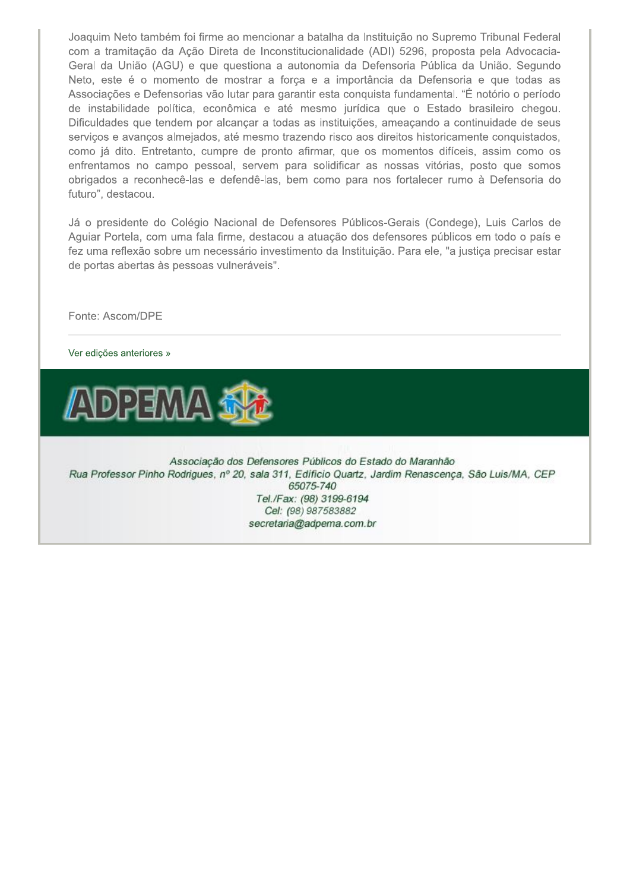Joaquim Neto também foi firme ao mencionar a batalha da Instituição no Supremo Tribunal Federal com a tramitação da Ação Direta de Inconstitucionalidade (ADI) 5296, proposta pela Advocacia-Geral da União (AGU) e que questiona a autonomia da Defensoria Pública da União. Segundo Neto, este é o momento de mostrar a força e a importância da Defensoria e que todas as Associações e Defensorias vão lutar para garantir esta conquista fundamental. "É notório o período de instabilidade política, econômica e até mesmo jurídica que o Estado brasileiro chegou. Dificuldades que tendem por alcançar a todas as instituições, ameaçando a continuidade de seus serviços e avanços almejados, até mesmo trazendo risco aos direitos historicamente conquistados, como já dito. Entretanto, cumpre de pronto afirmar, que os momentos difíceis, assim como os enfrentamos no campo pessoal, servem para solidificar as nossas vitórias, posto que somos obrigados a reconhecê-las e defendê-las, bem como para nos fortalecer rumo à Defensoria do futuro", destacou.

Já o presidente do Colégio Nacional de Defensores Públicos-Gerais (Condege), Luis Carlos de Aguiar Portela, com uma fala firme, destacou a atuação dos defensores públicos em todo o país e fez uma reflexão sobre um necessário investimento da Instituição. Para ele, "a justiça precisar estar de portas abertas às pessoas vulneráveis".

Fonte: Ascom/DPE

Ver edições anteriores »

ADPEMA

*Associação dos Defensores Públicos do Estado do Maranhão*
*Rua Professor Pinho Rodrigues, nº 20, sala 311, Edifício Quartz, Jardim Renascença, São Luis/MA, CEP 65075-740*
*Tel./Fax: (98) 3199-6194*
*Cel: (98) 987583882*
*secretaria@adpema.com.br*